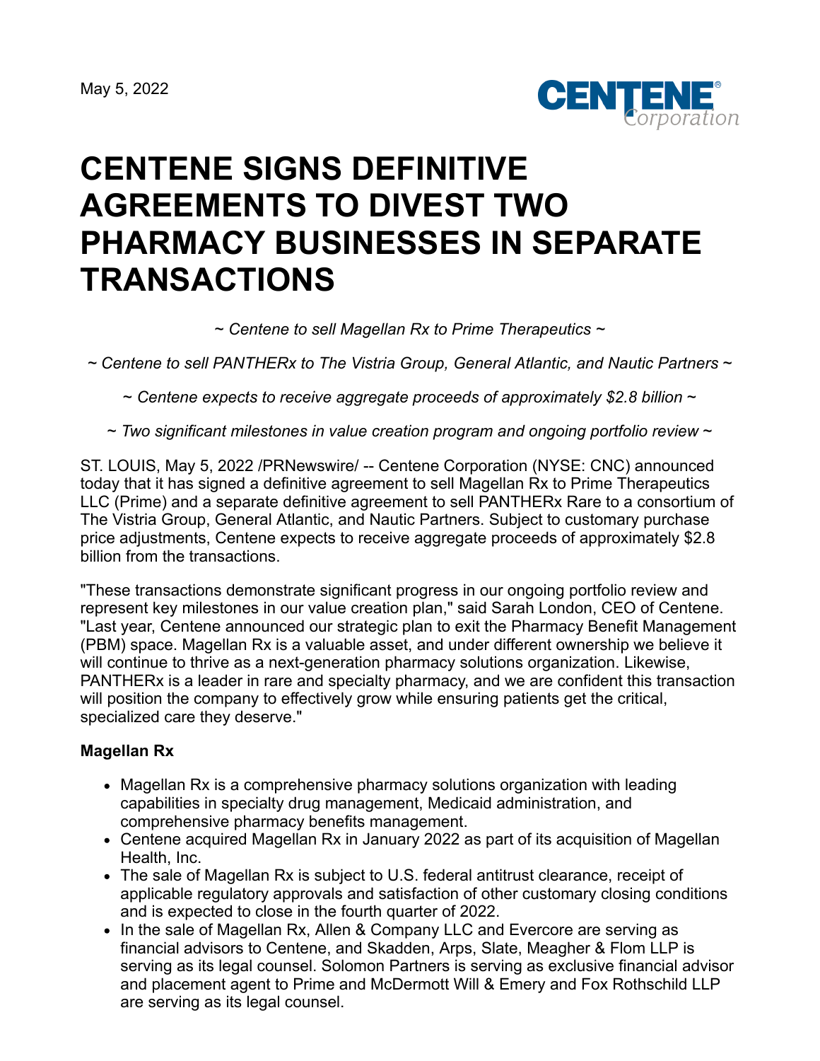May 5, 2022

# CENTENE SIGNS DEFINITIVE AGREEMENTS TO DIVEST TWO PHARMACY BUSINESSES IN SEPARATE TRANSACTIONS

*~ Centene to sell Magellan Rx to Prime Therapeutics ~*

*~ Centene to sell PANTHERx to The Vistria Group, General Atlantic, and Nautic Partners ~*

*~ Centene expects to receive aggregate proceeds of approximately $2.8 billion ~*

*~ Two significant milestones in value creation program and ongoing portfolio review ~*

ST. LOUIS, May 5, 2022 /PRNewswire/ -- Centene Corporation (NYSE: CNC) announced today that it has signed a definitive agreement to sell Magellan Rx to Prime Therapeutics LLC (Prime) and a separate definitive agreement to sell PANTHERx Rare to a consortium of The Vistria Group, General Atlantic, and Nautic Partners. Subject to customary purchase price adjustments, Centene expects to receive aggregate proceeds of approximately $2.8 billion from the transactions.

"These transactions demonstrate significant progress in our ongoing portfolio review and represent key milestones in our value creation plan," said Sarah London, CEO of Centene. "Last year, Centene announced our strategic plan to exit the Pharmacy Benefit Management (PBM) space. Magellan Rx is a valuable asset, and under different ownership we believe it will continue to thrive as a next-generation pharmacy solutions organization. Likewise, PANTHERx is a leader in rare and specialty pharmacy, and we are confident this transaction will position the company to effectively grow while ensuring patients get the critical, specialized care they deserve."

**Magellan Rx**

- Magellan Rx is a comprehensive pharmacy solutions organization with leading capabilities in specialty drug management, Medicaid administration, and comprehensive pharmacy benefits management.
- Centene acquired Magellan Rx in January 2022 as part of its acquisition of Magellan Health, Inc.
- The sale of Magellan Rx is subject to U.S. federal antitrust clearance, receipt of applicable regulatory approvals and satisfaction of other customary closing conditions and is expected to close in the fourth quarter of 2022.
- In the sale of Magellan Rx, Allen & Company LLC and Evercore are serving as financial advisors to Centene, and Skadden, Arps, Slate, Meagher & Flom LLP is serving as its legal counsel. Solomon Partners is serving as exclusive financial advisor and placement agent to Prime and McDermott Will & Emery and Fox Rothschild LLP are serving as its legal counsel.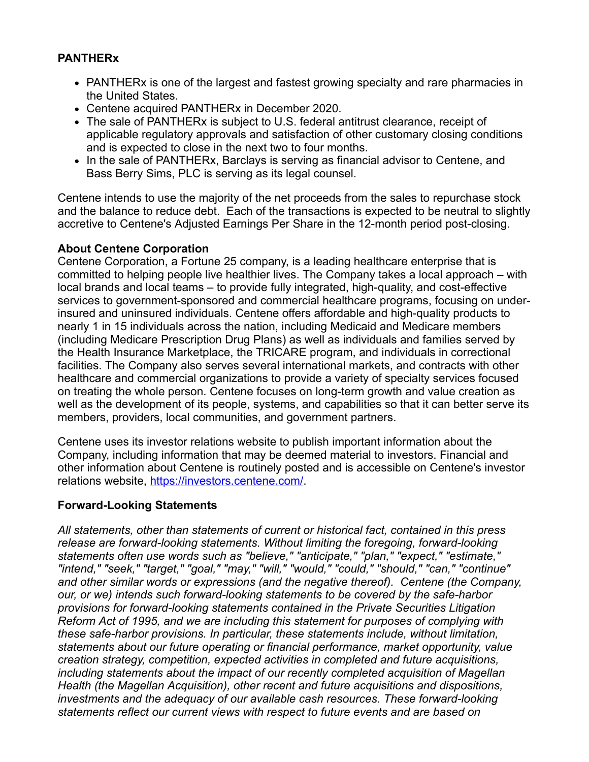## PANTHERx

- PANTHERx is one of the largest and fastest growing specialty and rare pharmacies in the United States.
- Centene acquired PANTHERx in December 2020.
- The sale of PANTHERx is subject to U.S. federal antitrust clearance, receipt of applicable regulatory approvals and satisfaction of other customary closing conditions and is expected to close in the next two to four months.
- In the sale of PANTHERx, Barclays is serving as financial advisor to Centene, and Bass Berry Sims, PLC is serving as its legal counsel.

Centene intends to use the majority of the net proceeds from the sales to repurchase stock and the balance to reduce debt. Each of the transactions is expected to be neutral to slightly accretive to Centene's Adjusted Earnings Per Share in the 12-month period post-closing.

**About Centene Corporation**

Centene Corporation, a Fortune 25 company, is a leading healthcare enterprise that is committed to helping people live healthier lives. The Company takes a local approach – with local brands and local teams – to provide fully integrated, high-quality, and cost-effective services to government-sponsored and commercial healthcare programs, focusing on under-insured and uninsured individuals. Centene offers affordable and high-quality products to nearly 1 in 15 individuals across the nation, including Medicaid and Medicare members (including Medicare Prescription Drug Plans) as well as individuals and families served by the Health Insurance Marketplace, the TRICARE program, and individuals in correctional facilities. The Company also serves several international markets, and contracts with other healthcare and commercial organizations to provide a variety of specialty services focused on treating the whole person. Centene focuses on long-term growth and value creation as well as the development of its people, systems, and capabilities so that it can better serve its members, providers, local communities, and government partners.

Centene uses its investor relations website to publish important information about the Company, including information that may be deemed material to investors. Financial and other information about Centene is routinely posted and is accessible on Centene's investor relations website, https://investors.centene.com/.

## Forward-Looking Statements

*All statements, other than statements of current or historical fact, contained in this press release are forward-looking statements. Without limiting the foregoing, forward-looking statements often use words such as "believe," "anticipate," "plan," "expect," "estimate," "intend," "seek," "target," "goal," "may," "will," "would," "could," "should," "can," "continue" and other similar words or expressions (and the negative thereof). Centene (the Company, our, or we) intends such forward-looking statements to be covered by the safe-harbor provisions for forward-looking statements contained in the Private Securities Litigation Reform Act of 1995, and we are including this statement for purposes of complying with these safe-harbor provisions. In particular, these statements include, without limitation, statements about our future operating or financial performance, market opportunity, value creation strategy, competition, expected activities in completed and future acquisitions, including statements about the impact of our recently completed acquisition of Magellan Health (the Magellan Acquisition), other recent and future acquisitions and dispositions, investments and the adequacy of our available cash resources. These forward-looking statements reflect our current views with respect to future events and are based on*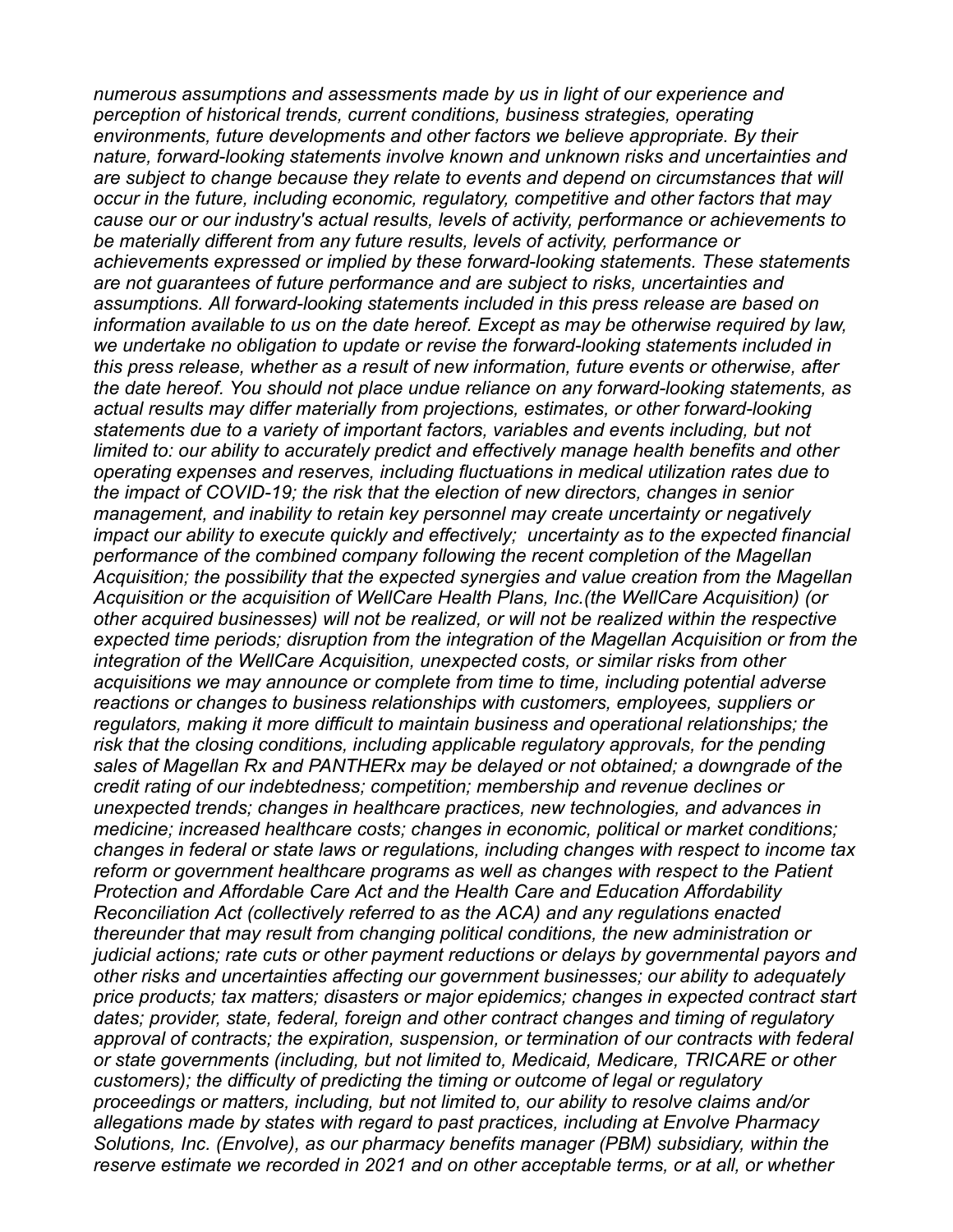*numerous assumptions and assessments made by us in light of our experience and perception of historical trends, current conditions, business strategies, operating environments, future developments and other factors we believe appropriate. By their nature, forward-looking statements involve known and unknown risks and uncertainties and are subject to change because they relate to events and depend on circumstances that will occur in the future, including economic, regulatory, competitive and other factors that may cause our or our industry's actual results, levels of activity, performance or achievements to be materially different from any future results, levels of activity, performance or achievements expressed or implied by these forward-looking statements. These statements are not guarantees of future performance and are subject to risks, uncertainties and assumptions. All forward-looking statements included in this press release are based on information available to us on the date hereof. Except as may be otherwise required by law, we undertake no obligation to update or revise the forward-looking statements included in this press release, whether as a result of new information, future events or otherwise, after the date hereof. You should not place undue reliance on any forward-looking statements, as actual results may differ materially from projections, estimates, or other forward-looking statements due to a variety of important factors, variables and events including, but not limited to: our ability to accurately predict and effectively manage health benefits and other operating expenses and reserves, including fluctuations in medical utilization rates due to the impact of COVID-19; the risk that the election of new directors, changes in senior management, and inability to retain key personnel may create uncertainty or negatively impact our ability to execute quickly and effectively; uncertainty as to the expected financial performance of the combined company following the recent completion of the Magellan Acquisition; the possibility that the expected synergies and value creation from the Magellan Acquisition or the acquisition of WellCare Health Plans, Inc.(the WellCare Acquisition) (or other acquired businesses) will not be realized, or will not be realized within the respective expected time periods; disruption from the integration of the Magellan Acquisition or from the integration of the WellCare Acquisition, unexpected costs, or similar risks from other acquisitions we may announce or complete from time to time, including potential adverse reactions or changes to business relationships with customers, employees, suppliers or regulators, making it more difficult to maintain business and operational relationships; the risk that the closing conditions, including applicable regulatory approvals, for the pending sales of Magellan Rx and PANTHERx may be delayed or not obtained; a downgrade of the credit rating of our indebtedness; competition; membership and revenue declines or unexpected trends; changes in healthcare practices, new technologies, and advances in medicine; increased healthcare costs; changes in economic, political or market conditions; changes in federal or state laws or regulations, including changes with respect to income tax reform or government healthcare programs as well as changes with respect to the Patient Protection and Affordable Care Act and the Health Care and Education Affordability Reconciliation Act (collectively referred to as the ACA) and any regulations enacted thereunder that may result from changing political conditions, the new administration or judicial actions; rate cuts or other payment reductions or delays by governmental payors and other risks and uncertainties affecting our government businesses; our ability to adequately price products; tax matters; disasters or major epidemics; changes in expected contract start dates; provider, state, federal, foreign and other contract changes and timing of regulatory approval of contracts; the expiration, suspension, or termination of our contracts with federal or state governments (including, but not limited to, Medicaid, Medicare, TRICARE or other customers); the difficulty of predicting the timing or outcome of legal or regulatory proceedings or matters, including, but not limited to, our ability to resolve claims and/or allegations made by states with regard to past practices, including at Envolve Pharmacy Solutions, Inc. (Envolve), as our pharmacy benefits manager (PBM) subsidiary, within the reserve estimate we recorded in 2021 and on other acceptable terms, or at all, or whether*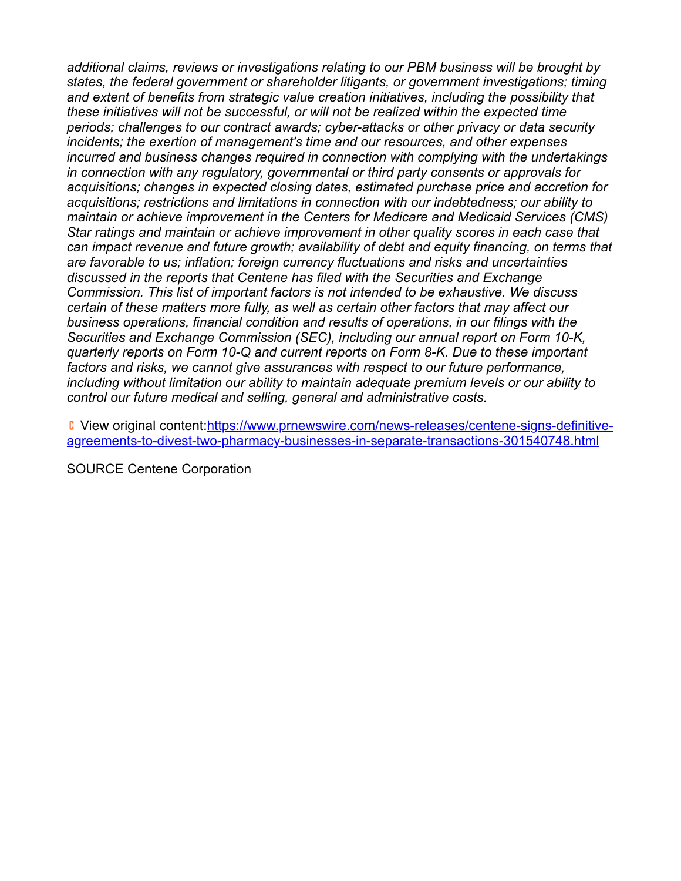*additional claims, reviews or investigations relating to our PBM business will be brought by states, the federal government or shareholder litigants, or government investigations; timing and extent of benefits from strategic value creation initiatives, including the possibility that these initiatives will not be successful, or will not be realized within the expected time periods; challenges to our contract awards; cyber-attacks or other privacy or data security incidents; the exertion of management's time and our resources, and other expenses incurred and business changes required in connection with complying with the undertakings in connection with any regulatory, governmental or third party consents or approvals for acquisitions; changes in expected closing dates, estimated purchase price and accretion for acquisitions; restrictions and limitations in connection with our indebtedness; our ability to maintain or achieve improvement in the Centers for Medicare and Medicaid Services (CMS) Star ratings and maintain or achieve improvement in other quality scores in each case that can impact revenue and future growth; availability of debt and equity financing, on terms that are favorable to us; inflation; foreign currency fluctuations and risks and uncertainties discussed in the reports that Centene has filed with the Securities and Exchange Commission. This list of important factors is not intended to be exhaustive. We discuss certain of these matters more fully, as well as certain other factors that may affect our business operations, financial condition and results of operations, in our filings with the Securities and Exchange Commission (SEC), including our annual report on Form 10-K, quarterly reports on Form 10-Q and current reports on Form 8-K. Due to these important factors and risks, we cannot give assurances with respect to our future performance, including without limitation our ability to maintain adequate premium levels or our ability to control our future medical and selling, general and administrative costs.*

View original content:[https://www.prnewswire.com/news-releases/centene-signs-definitive-agreements-to-divest-two-pharmacy-businesses-in-separate-transactions-301540748.html](https://www.prnewswire.com/news-releases/centene-signs-definitive-agreements-to-divest-two-pharmacy-businesses-in-separate-transactions-301540748.html)

SOURCE Centene Corporation